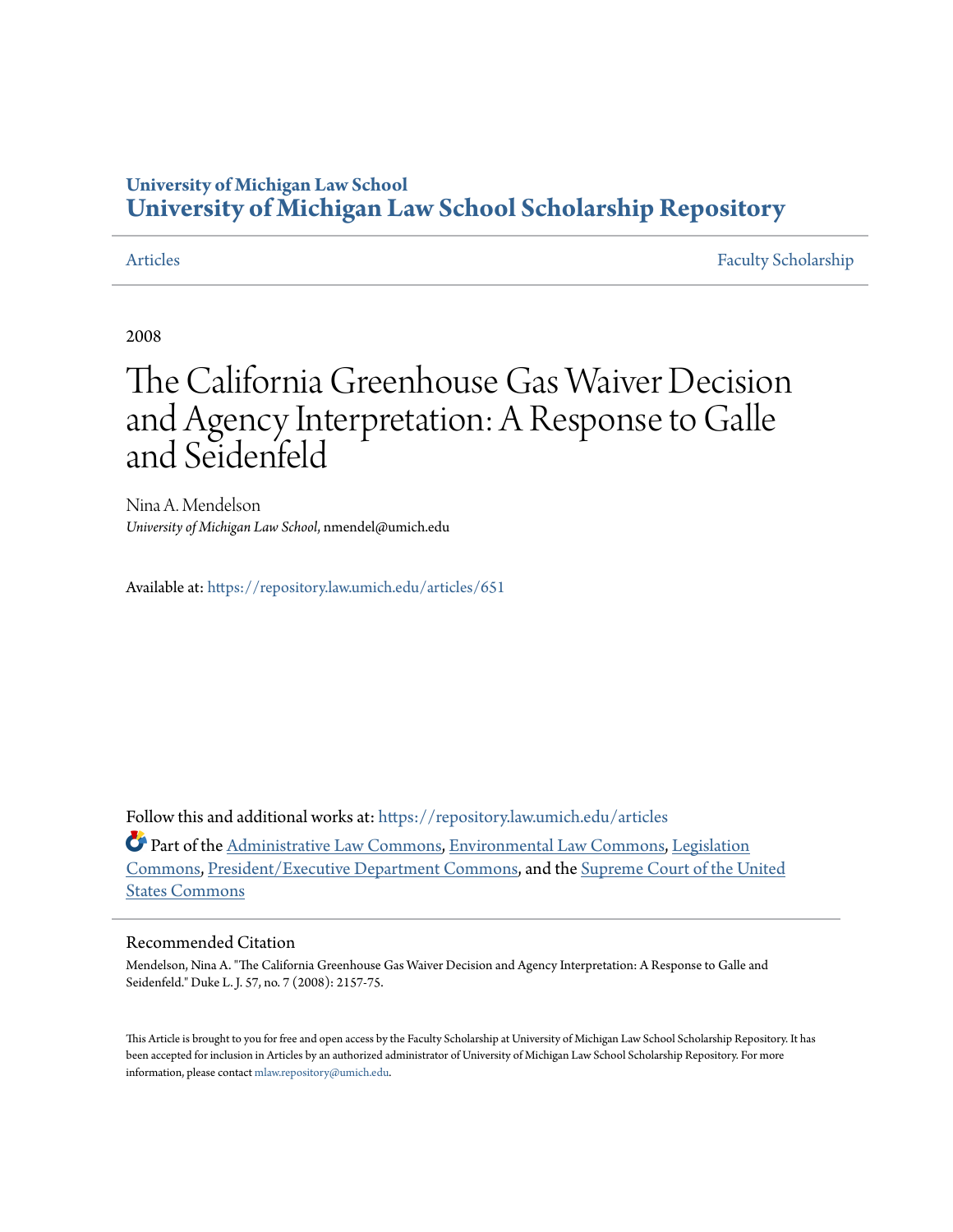University of Michigan Law School
# University of Michigan Law School Scholarship Repository

Articles | Faculty Scholarship

2008

# The California Greenhouse Gas Waiver Decision and Agency Interpretation: A Response to Galle and Seidenfeld

Nina A. Mendelson
*University of Michigan Law School*, nmendel@umich.edu

Available at: https://repository.law.umich.edu/articles/651

Follow this and additional works at: https://repository.law.umich.edu/articles

Part of the Administrative Law Commons, Environmental Law Commons, Legislation Commons, President/Executive Department Commons, and the Supreme Court of the United States Commons

## Recommended Citation

Mendelson, Nina A. "The California Greenhouse Gas Waiver Decision and Agency Interpretation: A Response to Galle and Seidenfeld." Duke L. J. 57, no. 7 (2008): 2157-75.

This Article is brought to you for free and open access by the Faculty Scholarship at University of Michigan Law School Scholarship Repository. It has been accepted for inclusion in Articles by an authorized administrator of University of Michigan Law School Scholarship Repository. For more information, please contact mlaw.repository@umich.edu.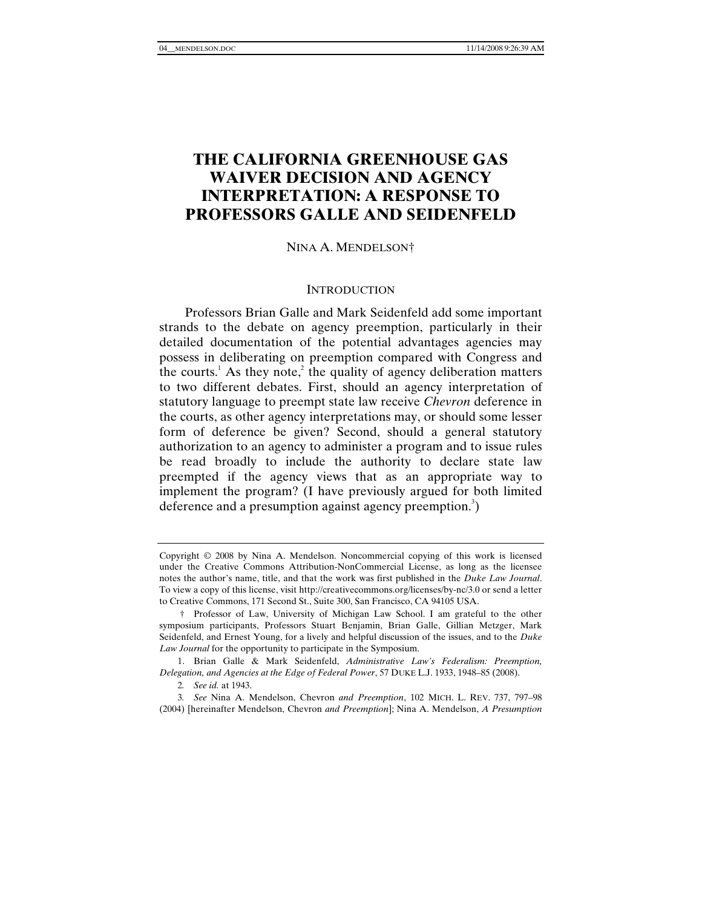# THE CALIFORNIA GREENHOUSE GAS WAIVER DECISION AND AGENCY INTERPRETATION: A RESPONSE TO PROFESSORS GALLE AND SEIDENFELD

NINA A. MENDELSON†

## INTRODUCTION

Professors Brian Galle and Mark Seidenfeld add some important strands to the debate on agency preemption, particularly in their detailed documentation of the potential advantages agencies may possess in deliberating on preemption compared with Congress and the courts.[1] As they note,[2] the quality of agency deliberation matters to two different debates. First, should an agency interpretation of statutory language to preempt state law receive *Chevron* deference in the courts, as other agency interpretations may, or should some lesser form of deference be given? Second, should a general statutory authorization to an agency to administer a program and to issue rules be read broadly to include the authority to declare state law preempted if the agency views that as an appropriate way to implement the program? (I have previously argued for both limited deference and a presumption against agency preemption.[3])

---

Copyright © 2008 by Nina A. Mendelson. Noncommercial copying of this work is licensed under the Creative Commons Attribution-NonCommercial License, as long as the licensee notes the author's name, title, and that the work was first published in the *Duke Law Journal*. To view a copy of this license, visit http://creativecommons.org/licenses/by-nc/3.0 or send a letter to Creative Commons, 171 Second St., Suite 300, San Francisco, CA 94105 USA.

† Professor of Law, University of Michigan Law School. I am grateful to the other symposium participants, Professors Stuart Benjamin, Brian Galle, Gillian Metzger, Mark Seidenfeld, and Ernest Young, for a lively and helpful discussion of the issues, and to the *Duke Law Journal* for the opportunity to participate in the Symposium.

1. Brian Galle & Mark Seidenfeld, *Administrative Law's Federalism: Preemption, Delegation, and Agencies at the Edge of Federal Power*, 57 DUKE L.J. 1933, 1948–85 (2008).

2. *See id.* at 1943.

3. *See* Nina A. Mendelson, Chevron *and Preemption*, 102 MICH. L. REV. 737, 797–98 (2004) [hereinafter Mendelson, Chevron *and Preemption*]; Nina A. Mendelson, *A Presumption*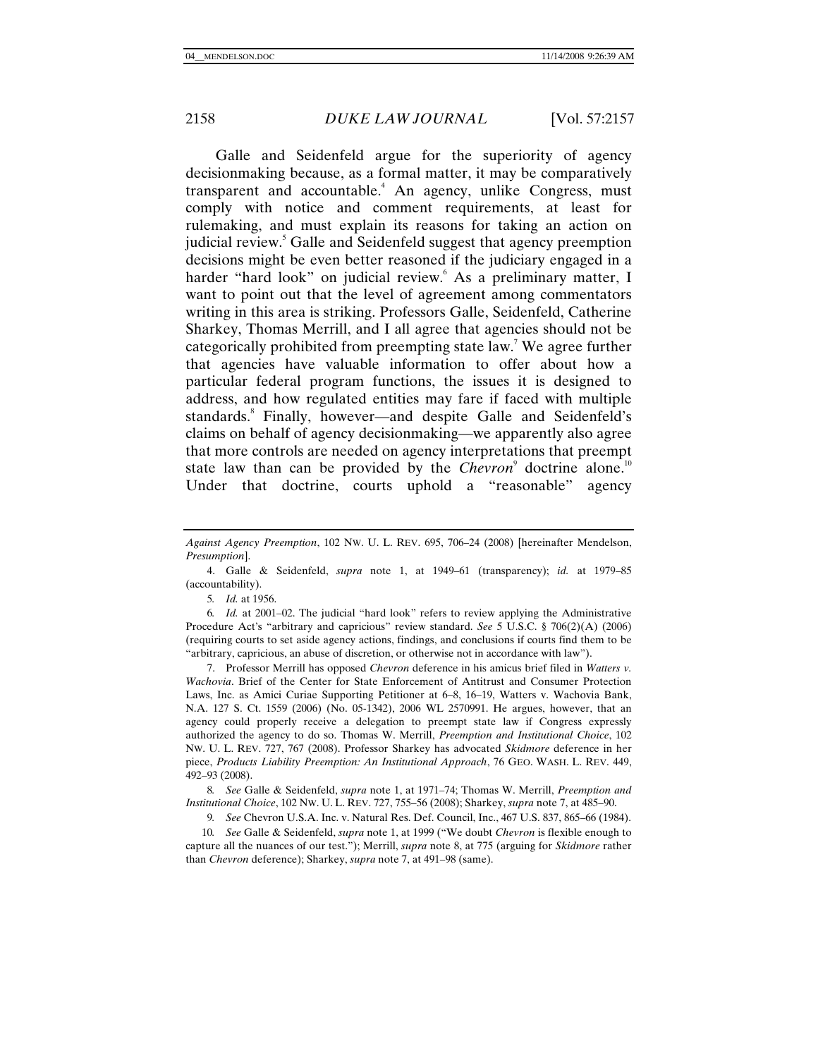Galle and Seidenfeld argue for the superiority of agency decisionmaking because, as a formal matter, it may be comparatively transparent and accountable.[4] An agency, unlike Congress, must comply with notice and comment requirements, at least for rulemaking, and must explain its reasons for taking an action on judicial review.[5] Galle and Seidenfeld suggest that agency preemption decisions might be even better reasoned if the judiciary engaged in a harder "hard look" on judicial review.[6] As a preliminary matter, I want to point out that the level of agreement among commentators writing in this area is striking. Professors Galle, Seidenfeld, Catherine Sharkey, Thomas Merrill, and I all agree that agencies should not be categorically prohibited from preempting state law.[7] We agree further that agencies have valuable information to offer about how a particular federal program functions, the issues it is designed to address, and how regulated entities may fare if faced with multiple standards.[8] Finally, however—and despite Galle and Seidenfeld's claims on behalf of agency decisionmaking—we apparently also agree that more controls are needed on agency interpretations that preempt state law than can be provided by the *Chevron*[9] doctrine alone.[10] Under that doctrine, courts uphold a "reasonable" agency

---

*Against Agency Preemption*, 102 NW. U. L. REV. 695, 706–24 (2008) [hereinafter Mendelson, *Presumption*].

4. Galle & Seidenfeld, *supra* note 1, at 1949–61 (transparency); *id.* at 1979–85 (accountability).

5. *Id.* at 1956.

6. *Id.* at 2001–02. The judicial "hard look" refers to review applying the Administrative Procedure Act's "arbitrary and capricious" review standard. *See* 5 U.S.C. § 706(2)(A) (2006) (requiring courts to set aside agency actions, findings, and conclusions if courts find them to be "arbitrary, capricious, an abuse of discretion, or otherwise not in accordance with law").

7. Professor Merrill has opposed *Chevron* deference in his amicus brief filed in *Watters v. Wachovia*. Brief of the Center for State Enforcement of Antitrust and Consumer Protection Laws, Inc. as Amici Curiae Supporting Petitioner at 6–8, 16–19, Watters v. Wachovia Bank, N.A. 127 S. Ct. 1559 (2006) (No. 05-1342), 2006 WL 2570991. He argues, however, that an agency could properly receive a delegation to preempt state law if Congress expressly authorized the agency to do so. Thomas W. Merrill, *Preemption and Institutional Choice*, 102 NW. U. L. REV. 727, 767 (2008). Professor Sharkey has advocated *Skidmore* deference in her piece, *Products Liability Preemption: An Institutional Approach*, 76 GEO. WASH. L. REV. 449, 492–93 (2008).

8. *See* Galle & Seidenfeld, *supra* note 1, at 1971–74; Thomas W. Merrill, *Preemption and Institutional Choice*, 102 NW. U. L. REV. 727, 755–56 (2008); Sharkey, *supra* note 7, at 485–90.

9. *See* Chevron U.S.A. Inc. v. Natural Res. Def. Council, Inc., 467 U.S. 837, 865–66 (1984).

10. *See* Galle & Seidenfeld, *supra* note 1, at 1999 ("We doubt *Chevron* is flexible enough to capture all the nuances of our test."); Merrill, *supra* note 8, at 775 (arguing for *Skidmore* rather than *Chevron* deference); Sharkey, *supra* note 7, at 491–98 (same).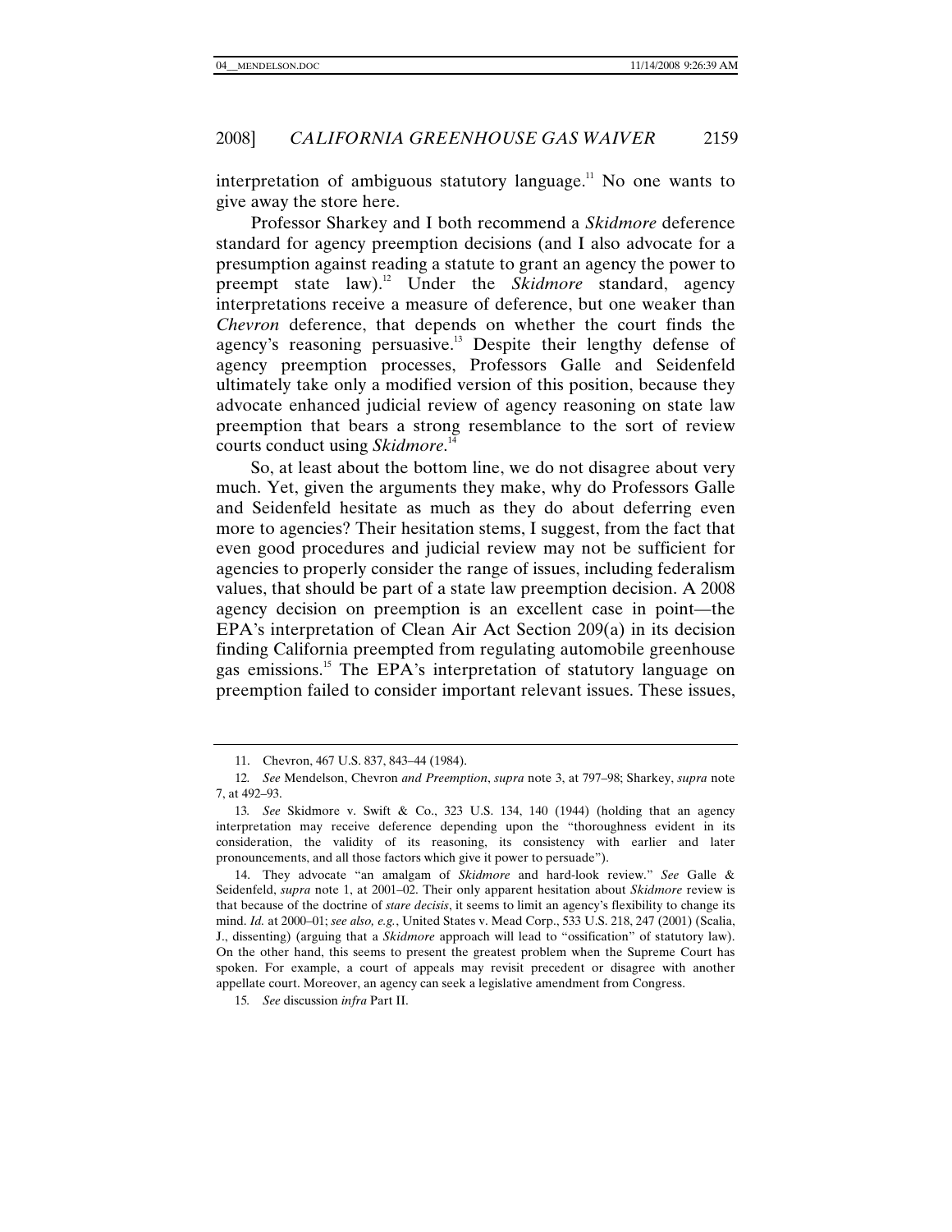interpretation of ambiguous statutory language.[11] No one wants to give away the store here.

Professor Sharkey and I both recommend a *Skidmore* deference standard for agency preemption decisions (and I also advocate for a presumption against reading a statute to grant an agency the power to preempt state law).[12] Under the *Skidmore* standard, agency interpretations receive a measure of deference, but one weaker than *Chevron* deference, that depends on whether the court finds the agency's reasoning persuasive.[13] Despite their lengthy defense of agency preemption processes, Professors Galle and Seidenfeld ultimately take only a modified version of this position, because they advocate enhanced judicial review of agency reasoning on state law preemption that bears a strong resemblance to the sort of review courts conduct using *Skidmore*.[14]

So, at least about the bottom line, we do not disagree about very much. Yet, given the arguments they make, why do Professors Galle and Seidenfeld hesitate as much as they do about deferring even more to agencies? Their hesitation stems, I suggest, from the fact that even good procedures and judicial review may not be sufficient for agencies to properly consider the range of issues, including federalism values, that should be part of a state law preemption decision. A 2008 agency decision on preemption is an excellent case in point—the EPA's interpretation of Clean Air Act Section 209(a) in its decision finding California preempted from regulating automobile greenhouse gas emissions.[15] The EPA's interpretation of statutory language on preemption failed to consider important relevant issues. These issues,

---

11. Chevron, 467 U.S. 837, 843–44 (1984).

12. *See* Mendelson, Chevron *and Preemption*, *supra* note 3, at 797–98; Sharkey, *supra* note 7, at 492–93.

13. *See* Skidmore v. Swift & Co., 323 U.S. 134, 140 (1944) (holding that an agency interpretation may receive deference depending upon the "thoroughness evident in its consideration, the validity of its reasoning, its consistency with earlier and later pronouncements, and all those factors which give it power to persuade").

14. They advocate "an amalgam of *Skidmore* and hard-look review." *See* Galle & Seidenfeld, *supra* note 1, at 2001–02. Their only apparent hesitation about *Skidmore* review is that because of the doctrine of *stare decisis*, it seems to limit an agency's flexibility to change its mind. *Id.* at 2000–01; *see also, e.g.*, United States v. Mead Corp., 533 U.S. 218, 247 (2001) (Scalia, J., dissenting) (arguing that a *Skidmore* approach will lead to "ossification" of statutory law). On the other hand, this seems to present the greatest problem when the Supreme Court has spoken. For example, a court of appeals may revisit precedent or disagree with another appellate court. Moreover, an agency can seek a legislative amendment from Congress.

15. *See* discussion *infra* Part II.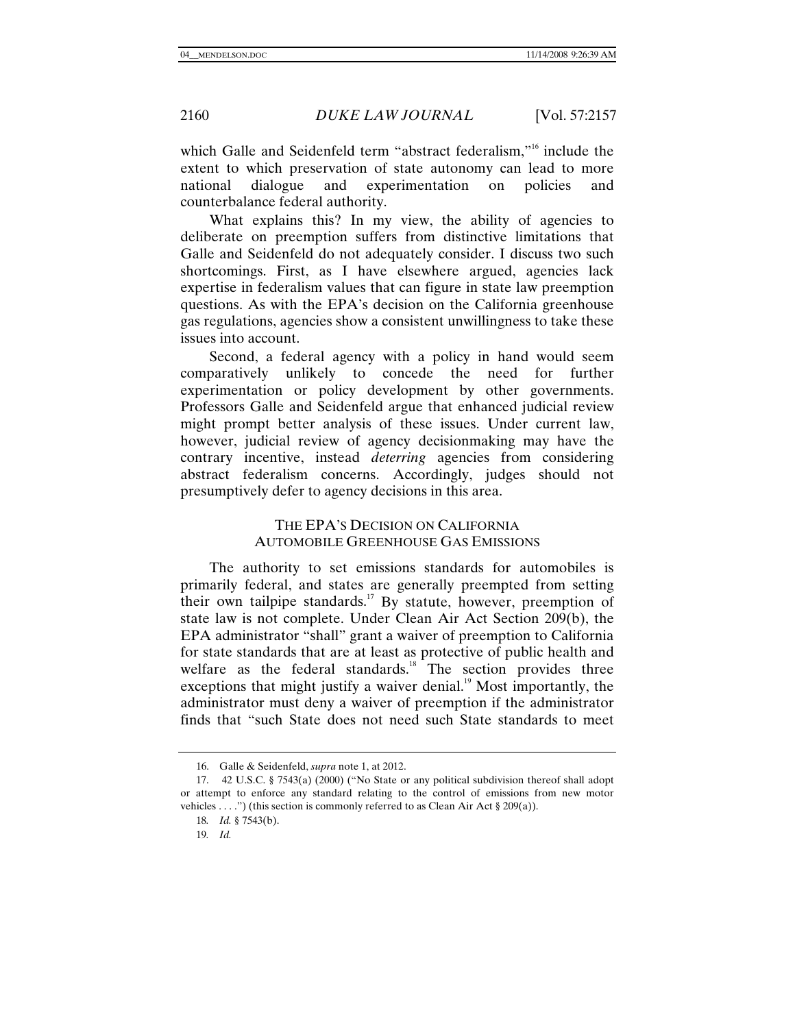which Galle and Seidenfeld term "abstract federalism,"[16] include the extent to which preservation of state autonomy can lead to more national dialogue and experimentation on policies and counterbalance federal authority.

What explains this? In my view, the ability of agencies to deliberate on preemption suffers from distinctive limitations that Galle and Seidenfeld do not adequately consider. I discuss two such shortcomings. First, as I have elsewhere argued, agencies lack expertise in federalism values that can figure in state law preemption questions. As with the EPA's decision on the California greenhouse gas regulations, agencies show a consistent unwillingness to take these issues into account.

Second, a federal agency with a policy in hand would seem comparatively unlikely to concede the need for further experimentation or policy development by other governments. Professors Galle and Seidenfeld argue that enhanced judicial review might prompt better analysis of these issues. Under current law, however, judicial review of agency decisionmaking may have the contrary incentive, instead *deterring* agencies from considering abstract federalism concerns. Accordingly, judges should not presumptively defer to agency decisions in this area.

## THE EPA'S DECISION ON CALIFORNIA AUTOMOBILE GREENHOUSE GAS EMISSIONS

The authority to set emissions standards for automobiles is primarily federal, and states are generally preempted from setting their own tailpipe standards.[17] By statute, however, preemption of state law is not complete. Under Clean Air Act Section 209(b), the EPA administrator "shall" grant a waiver of preemption to California for state standards that are at least as protective of public health and welfare as the federal standards.[18] The section provides three exceptions that might justify a waiver denial.[19] Most importantly, the administrator must deny a waiver of preemption if the administrator finds that "such State does not need such State standards to meet

---

16. Galle & Seidenfeld, *supra* note 1, at 2012.

17. 42 U.S.C. § 7543(a) (2000) ("No State or any political subdivision thereof shall adopt or attempt to enforce any standard relating to the control of emissions from new motor vehicles . . . .") (this section is commonly referred to as Clean Air Act § 209(a)).

18. *Id.* § 7543(b).

19. *Id.*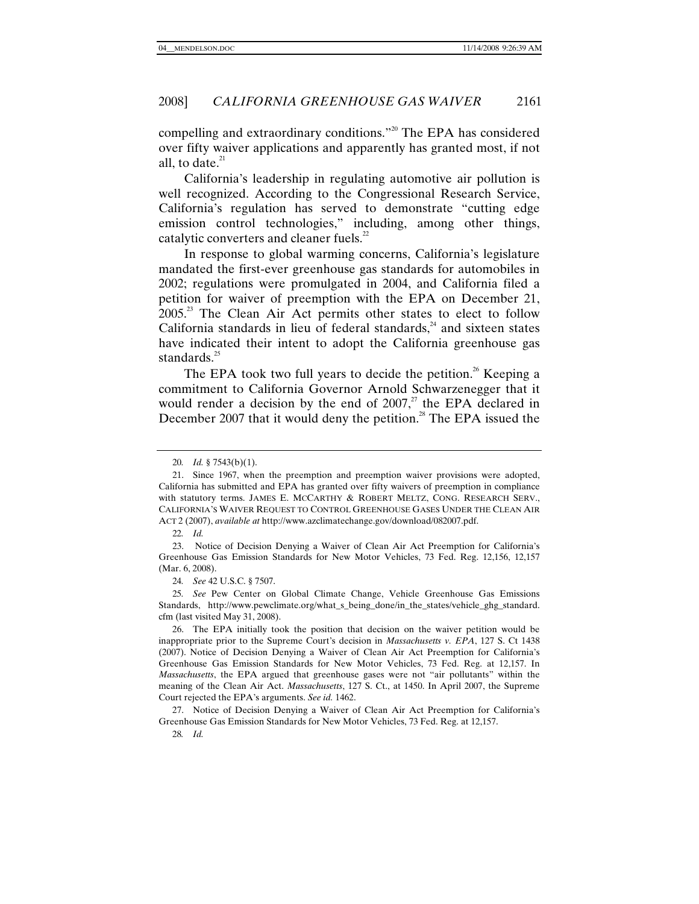compelling and extraordinary conditions."[20] The EPA has considered over fifty waiver applications and apparently has granted most, if not all, to date.[21]

California's leadership in regulating automotive air pollution is well recognized. According to the Congressional Research Service, California's regulation has served to demonstrate "cutting edge emission control technologies," including, among other things, catalytic converters and cleaner fuels.[22]

In response to global warming concerns, California's legislature mandated the first-ever greenhouse gas standards for automobiles in 2002; regulations were promulgated in 2004, and California filed a petition for waiver of preemption with the EPA on December 21, 2005.[23] The Clean Air Act permits other states to elect to follow California standards in lieu of federal standards,[24] and sixteen states have indicated their intent to adopt the California greenhouse gas standards.[25]

The EPA took two full years to decide the petition.[26] Keeping a commitment to California Governor Arnold Schwarzenegger that it would render a decision by the end of 2007,[27] the EPA declared in December 2007 that it would deny the petition.[28] The EPA issued the

---

20. *Id.* § 7543(b)(1).

21. Since 1967, when the preemption and preemption waiver provisions were adopted, California has submitted and EPA has granted over fifty waivers of preemption in compliance with statutory terms. JAMES E. MCCARTHY & ROBERT MELTZ, CONG. RESEARCH SERV., CALIFORNIA'S WAIVER REQUEST TO CONTROL GREENHOUSE GASES UNDER THE CLEAN AIR ACT 2 (2007), *available at* http://www.azclimatechange.gov/download/082007.pdf.

22. *Id.*

23. Notice of Decision Denying a Waiver of Clean Air Act Preemption for California's Greenhouse Gas Emission Standards for New Motor Vehicles, 73 Fed. Reg. 12,156, 12,157 (Mar. 6, 2008).

24. *See* 42 U.S.C. § 7507.

25. *See* Pew Center on Global Climate Change, Vehicle Greenhouse Gas Emissions Standards, http://www.pewclimate.org/what_s_being_done/in_the_states/vehicle_ghg_standard.cfm (last visited May 31, 2008).

26. The EPA initially took the position that decision on the waiver petition would be inappropriate prior to the Supreme Court's decision in *Massachusetts v. EPA*, 127 S. Ct 1438 (2007). Notice of Decision Denying a Waiver of Clean Air Act Preemption for California's Greenhouse Gas Emission Standards for New Motor Vehicles, 73 Fed. Reg. at 12,157. In *Massachusetts*, the EPA argued that greenhouse gases were not "air pollutants" within the meaning of the Clean Air Act. *Massachusetts*, 127 S. Ct., at 1450. In April 2007, the Supreme Court rejected the EPA's arguments. *See id.* 1462.

27. Notice of Decision Denying a Waiver of Clean Air Act Preemption for California's Greenhouse Gas Emission Standards for New Motor Vehicles, 73 Fed. Reg. at 12,157.

28. *Id.*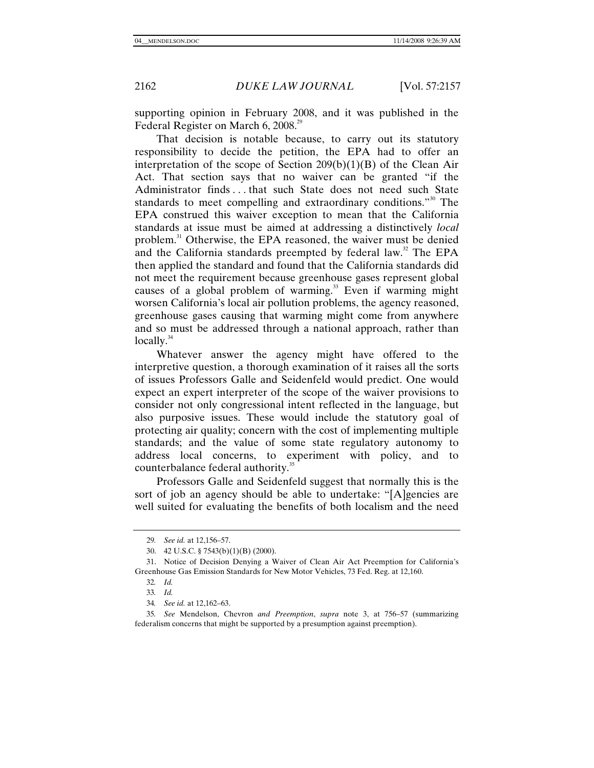supporting opinion in February 2008, and it was published in the Federal Register on March 6, 2008.[29]

That decision is notable because, to carry out its statutory responsibility to decide the petition, the EPA had to offer an interpretation of the scope of Section 209(b)(1)(B) of the Clean Air Act. That section says that no waiver can be granted "if the Administrator finds . . . that such State does not need such State standards to meet compelling and extraordinary conditions."[30] The EPA construed this waiver exception to mean that the California standards at issue must be aimed at addressing a distinctively *local* problem.[31] Otherwise, the EPA reasoned, the waiver must be denied and the California standards preempted by federal law.[32] The EPA then applied the standard and found that the California standards did not meet the requirement because greenhouse gases represent global causes of a global problem of warming.[33] Even if warming might worsen California's local air pollution problems, the agency reasoned, greenhouse gases causing that warming might come from anywhere and so must be addressed through a national approach, rather than locally.[34]

Whatever answer the agency might have offered to the interpretive question, a thorough examination of it raises all the sorts of issues Professors Galle and Seidenfeld would predict. One would expect an expert interpreter of the scope of the waiver provisions to consider not only congressional intent reflected in the language, but also purposive issues. These would include the statutory goal of protecting air quality; concern with the cost of implementing multiple standards; and the value of some state regulatory autonomy to address local concerns, to experiment with policy, and to counterbalance federal authority.[35]

Professors Galle and Seidenfeld suggest that normally this is the sort of job an agency should be able to undertake: "[A]gencies are well suited for evaluating the benefits of both localism and the need

---

29. *See id.* at 12,156–57.

30. 42 U.S.C. § 7543(b)(1)(B) (2000).

31. Notice of Decision Denying a Waiver of Clean Air Act Preemption for California's Greenhouse Gas Emission Standards for New Motor Vehicles, 73 Fed. Reg. at 12,160.

32. *Id.*

33. *Id.*

34. *See id.* at 12,162–63.

35. *See* Mendelson, Chevron *and Preemption*, *supra* note 3, at 756–57 (summarizing federalism concerns that might be supported by a presumption against preemption).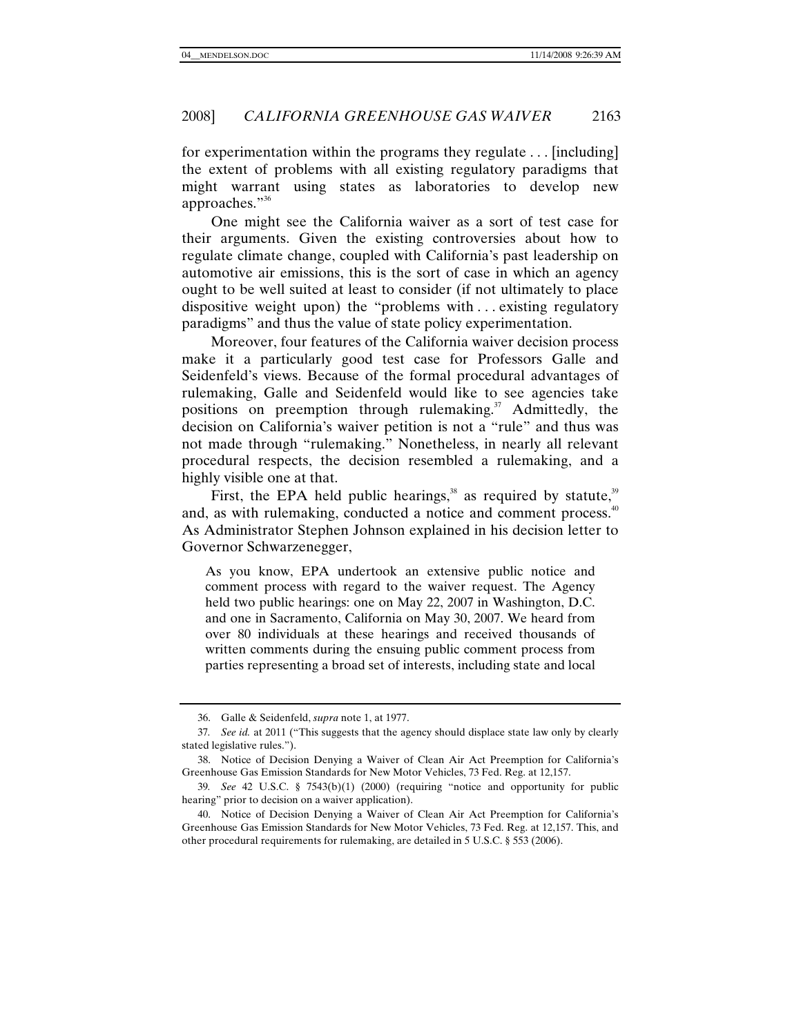for experimentation within the programs they regulate . . . [including] the extent of problems with all existing regulatory paradigms that might warrant using states as laboratories to develop new approaches."[36]

One might see the California waiver as a sort of test case for their arguments. Given the existing controversies about how to regulate climate change, coupled with California's past leadership on automotive air emissions, this is the sort of case in which an agency ought to be well suited at least to consider (if not ultimately to place dispositive weight upon) the "problems with . . . existing regulatory paradigms" and thus the value of state policy experimentation.

Moreover, four features of the California waiver decision process make it a particularly good test case for Professors Galle and Seidenfeld's views. Because of the formal procedural advantages of rulemaking, Galle and Seidenfeld would like to see agencies take positions on preemption through rulemaking.[37] Admittedly, the decision on California's waiver petition is not a "rule" and thus was not made through "rulemaking." Nonetheless, in nearly all relevant procedural respects, the decision resembled a rulemaking, and a highly visible one at that.

First, the EPA held public hearings,[38] as required by statute,[39] and, as with rulemaking, conducted a notice and comment process.[40] As Administrator Stephen Johnson explained in his decision letter to Governor Schwarzenegger,

> As you know, EPA undertook an extensive public notice and comment process with regard to the waiver request. The Agency held two public hearings: one on May 22, 2007 in Washington, D.C. and one in Sacramento, California on May 30, 2007. We heard from over 80 individuals at these hearings and received thousands of written comments during the ensuing public comment process from parties representing a broad set of interests, including state and local

---

36. Galle & Seidenfeld, *supra* note 1, at 1977.

37. *See id.* at 2011 ("This suggests that the agency should displace state law only by clearly stated legislative rules.").

38. Notice of Decision Denying a Waiver of Clean Air Act Preemption for California's Greenhouse Gas Emission Standards for New Motor Vehicles, 73 Fed. Reg. at 12,157.

39. *See* 42 U.S.C. § 7543(b)(1) (2000) (requiring "notice and opportunity for public hearing" prior to decision on a waiver application).

40. Notice of Decision Denying a Waiver of Clean Air Act Preemption for California's Greenhouse Gas Emission Standards for New Motor Vehicles, 73 Fed. Reg. at 12,157. This, and other procedural requirements for rulemaking, are detailed in 5 U.S.C. § 553 (2006).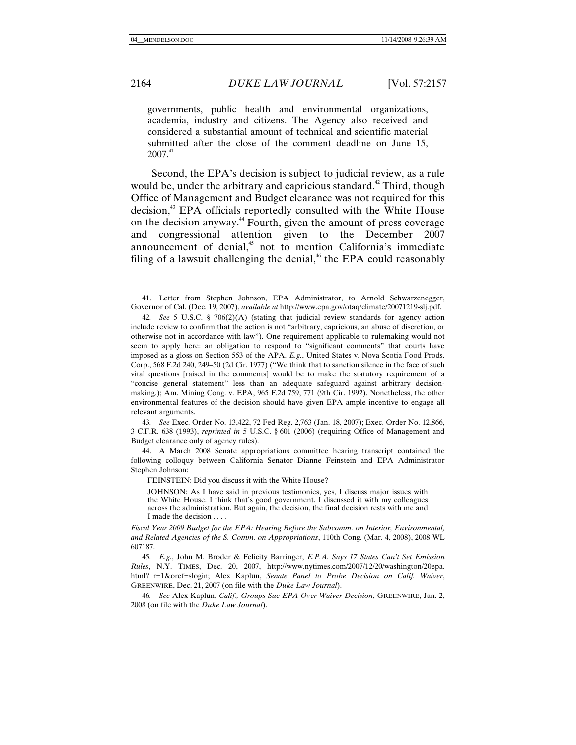governments, public health and environmental organizations, academia, industry and citizens. The Agency also received and considered a substantial amount of technical and scientific material submitted after the close of the comment deadline on June 15, 2007.[41]

Second, the EPA's decision is subject to judicial review, as a rule would be, under the arbitrary and capricious standard.[42] Third, though Office of Management and Budget clearance was not required for this decision,[43] EPA officials reportedly consulted with the White House on the decision anyway.[44] Fourth, given the amount of press coverage and congressional attention given to the December 2007 announcement of denial,[45] not to mention California's immediate filing of a lawsuit challenging the denial,[46] the EPA could reasonably

---

41. Letter from Stephen Johnson, EPA Administrator, to Arnold Schwarzenegger, Governor of Cal. (Dec. 19, 2007), *available at* http://www.epa.gov/otaq/climate/20071219-slj.pdf.

42. *See* 5 U.S.C. § 706(2)(A) (stating that judicial review standards for agency action include review to confirm that the action is not "arbitrary, capricious, an abuse of discretion, or otherwise not in accordance with law"). One requirement applicable to rulemaking would not seem to apply here: an obligation to respond to "significant comments" that courts have imposed as a gloss on Section 553 of the APA. *E.g.*, United States v. Nova Scotia Food Prods. Corp., 568 F.2d 240, 249–50 (2d Cir. 1977) ("We think that to sanction silence in the face of such vital questions [raised in the comments] would be to make the statutory requirement of a "concise general statement" less than an adequate safeguard against arbitrary decision-making.); Am. Mining Cong. v. EPA, 965 F.2d 759, 771 (9th Cir. 1992). Nonetheless, the other environmental features of the decision should have given EPA ample incentive to engage all relevant arguments.

43. *See* Exec. Order No. 13,422, 72 Fed Reg. 2,763 (Jan. 18, 2007); Exec. Order No. 12,866, 3 C.F.R. 638 (1993), *reprinted in* 5 U.S.C. § 601 (2006) (requiring Office of Management and Budget clearance only of agency rules).

44. A March 2008 Senate appropriations committee hearing transcript contained the following colloquy between California Senator Dianne Feinstein and EPA Administrator Stephen Johnson:

> FEINSTEIN: Did you discuss it with the White House?
>
> JOHNSON: As I have said in previous testimonies, yes, I discuss major issues with the White House. I think that's good government. I discussed it with my colleagues across the administration. But again, the decision, the final decision rests with me and I made the decision . . . .

*Fiscal Year 2009 Budget for the EPA: Hearing Before the Subcomm. on Interior, Environmental, and Related Agencies of the S. Comm. on Appropriations*, 110th Cong. (Mar. 4, 2008), 2008 WL 607187.

45. *E.g.*, John M. Broder & Felicity Barringer, *E.P.A. Says 17 States Can't Set Emission Rules*, N.Y. TIMES, Dec. 20, 2007, http://www.nytimes.com/2007/12/20/washington/20epa.html?_r=1&oref=slogin; Alex Kaplun, *Senate Panel to Probe Decision on Calif. Waiver*, GREENWIRE, Dec. 21, 2007 (on file with the *Duke Law Journal*).

46. *See* Alex Kaplun, *Calif., Groups Sue EPA Over Waiver Decision*, GREENWIRE, Jan. 2, 2008 (on file with the *Duke Law Journal*).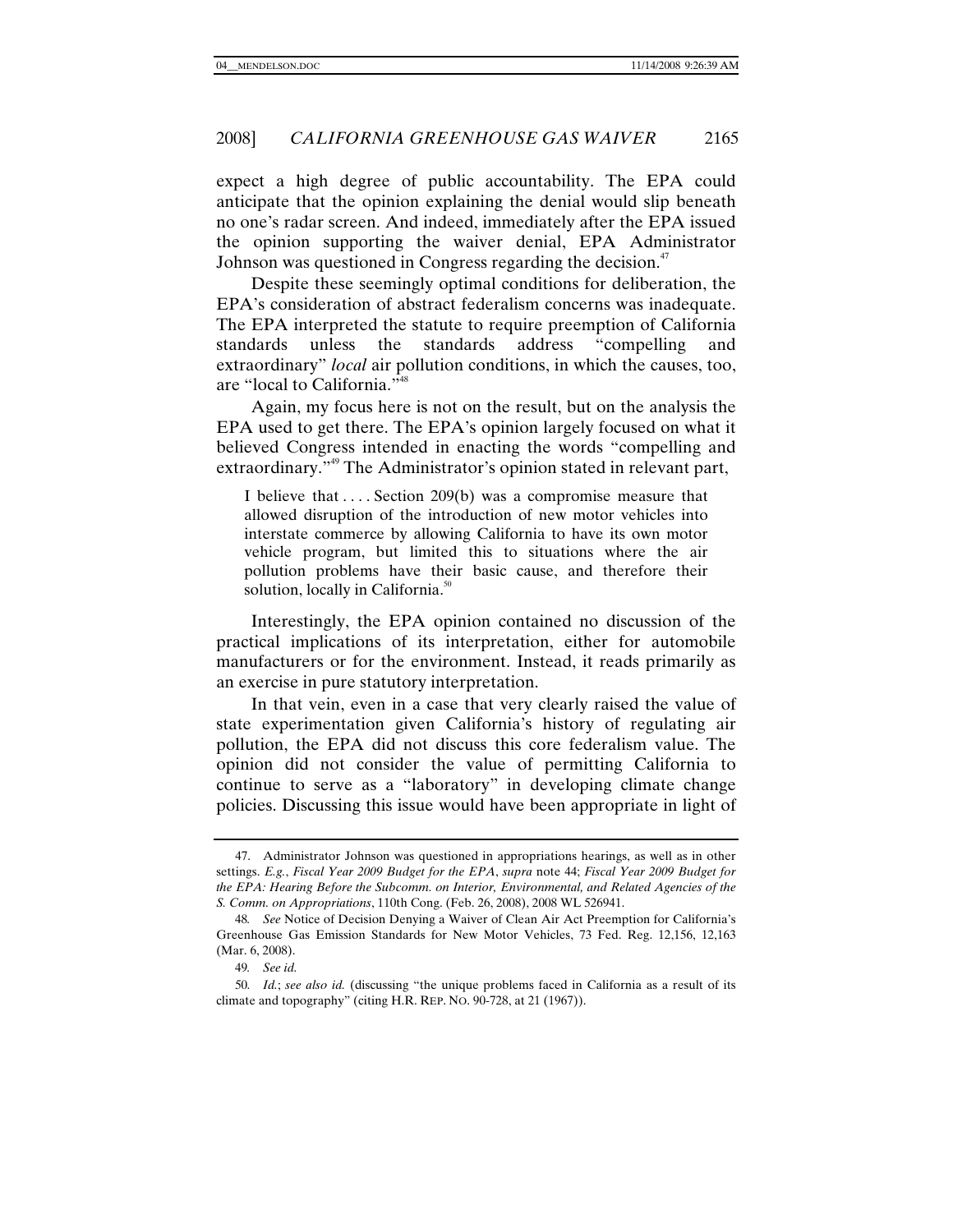expect a high degree of public accountability. The EPA could anticipate that the opinion explaining the denial would slip beneath no one's radar screen. And indeed, immediately after the EPA issued the opinion supporting the waiver denial, EPA Administrator Johnson was questioned in Congress regarding the decision.[47]

Despite these seemingly optimal conditions for deliberation, the EPA's consideration of abstract federalism concerns was inadequate. The EPA interpreted the statute to require preemption of California standards unless the standards address "compelling and extraordinary" *local* air pollution conditions, in which the causes, too, are "local to California."[48]

Again, my focus here is not on the result, but on the analysis the EPA used to get there. The EPA's opinion largely focused on what it believed Congress intended in enacting the words "compelling and extraordinary."[49] The Administrator's opinion stated in relevant part,

> I believe that . . . . Section 209(b) was a compromise measure that allowed disruption of the introduction of new motor vehicles into interstate commerce by allowing California to have its own motor vehicle program, but limited this to situations where the air pollution problems have their basic cause, and therefore their solution, locally in California.[50]

Interestingly, the EPA opinion contained no discussion of the practical implications of its interpretation, either for automobile manufacturers or for the environment. Instead, it reads primarily as an exercise in pure statutory interpretation.

In that vein, even in a case that very clearly raised the value of state experimentation given California's history of regulating air pollution, the EPA did not discuss this core federalism value. The opinion did not consider the value of permitting California to continue to serve as a "laboratory" in developing climate change policies. Discussing this issue would have been appropriate in light of

---

47. Administrator Johnson was questioned in appropriations hearings, as well as in other settings. *E.g.*, *Fiscal Year 2009 Budget for the EPA*, *supra* note 44; *Fiscal Year 2009 Budget for the EPA: Hearing Before the Subcomm. on Interior, Environmental, and Related Agencies of the S. Comm. on Appropriations*, 110th Cong. (Feb. 26, 2008), 2008 WL 526941.

48. *See* Notice of Decision Denying a Waiver of Clean Air Act Preemption for California's Greenhouse Gas Emission Standards for New Motor Vehicles, 73 Fed. Reg. 12,156, 12,163 (Mar. 6, 2008).

49. *See id.*

50. *Id.*; *see also id.* (discussing "the unique problems faced in California as a result of its climate and topography" (citing H.R. REP. NO. 90-728, at 21 (1967)).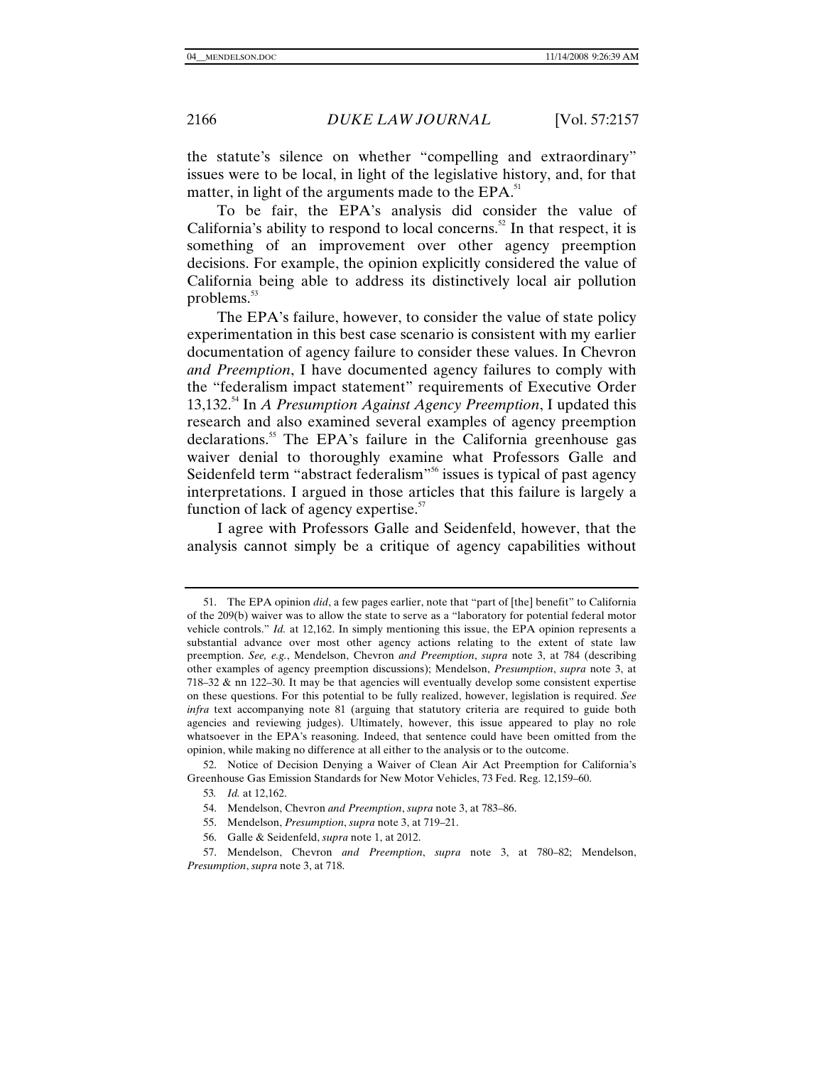the statute's silence on whether "compelling and extraordinary" issues were to be local, in light of the legislative history, and, for that matter, in light of the arguments made to the EPA.[51]

To be fair, the EPA's analysis did consider the value of California's ability to respond to local concerns.[52] In that respect, it is something of an improvement over other agency preemption decisions. For example, the opinion explicitly considered the value of California being able to address its distinctively local air pollution problems.[53]

The EPA's failure, however, to consider the value of state policy experimentation in this best case scenario is consistent with my earlier documentation of agency failure to consider these values. In Chevron *and Preemption*, I have documented agency failures to comply with the "federalism impact statement" requirements of Executive Order 13,132.[54] In *A Presumption Against Agency Preemption*, I updated this research and also examined several examples of agency preemption declarations.[55] The EPA's failure in the California greenhouse gas waiver denial to thoroughly examine what Professors Galle and Seidenfeld term "abstract federalism"[56] issues is typical of past agency interpretations. I argued in those articles that this failure is largely a function of lack of agency expertise.[57]

I agree with Professors Galle and Seidenfeld, however, that the analysis cannot simply be a critique of agency capabilities without

---

51. The EPA opinion *did*, a few pages earlier, note that "part of [the] benefit" to California of the 209(b) waiver was to allow the state to serve as a "laboratory for potential federal motor vehicle controls." *Id.* at 12,162. In simply mentioning this issue, the EPA opinion represents a substantial advance over most other agency actions relating to the extent of state law preemption. *See, e.g.*, Mendelson, Chevron *and Preemption*, *supra* note 3, at 784 (describing other examples of agency preemption discussions); Mendelson, *Presumption*, *supra* note 3, at 718–32 & nn 122–30. It may be that agencies will eventually develop some consistent expertise on these questions. For this potential to be fully realized, however, legislation is required. *See infra* text accompanying note 81 (arguing that statutory criteria are required to guide both agencies and reviewing judges). Ultimately, however, this issue appeared to play no role whatsoever in the EPA's reasoning. Indeed, that sentence could have been omitted from the opinion, while making no difference at all either to the analysis or to the outcome.

52. Notice of Decision Denying a Waiver of Clean Air Act Preemption for California's Greenhouse Gas Emission Standards for New Motor Vehicles, 73 Fed. Reg. 12,159–60.

53. *Id.* at 12,162.

54. Mendelson, Chevron *and Preemption*, *supra* note 3, at 783–86.

55. Mendelson, *Presumption*, *supra* note 3, at 719–21.

56. Galle & Seidenfeld, *supra* note 1, at 2012.

57. Mendelson, Chevron *and Preemption*, *supra* note 3, at 780–82; Mendelson, *Presumption*, *supra* note 3, at 718.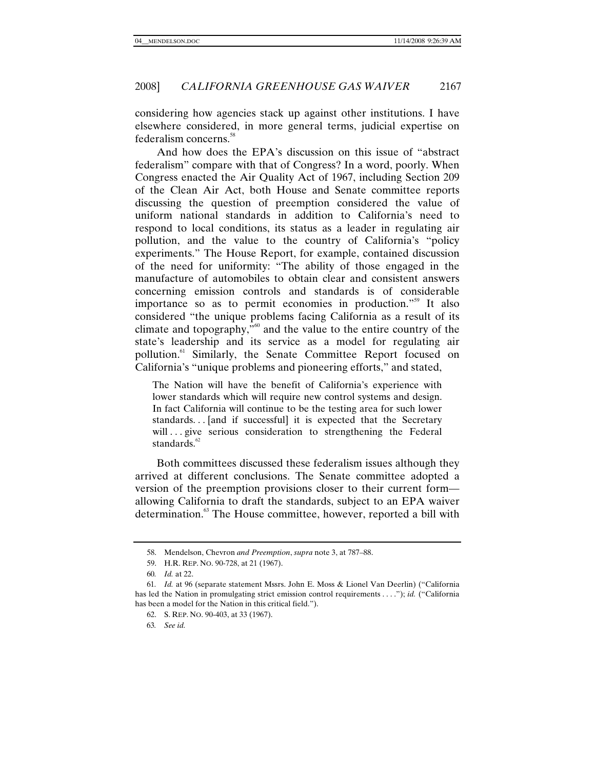considering how agencies stack up against other institutions. I have elsewhere considered, in more general terms, judicial expertise on federalism concerns.[58]

And how does the EPA's discussion on this issue of "abstract federalism" compare with that of Congress? In a word, poorly. When Congress enacted the Air Quality Act of 1967, including Section 209 of the Clean Air Act, both House and Senate committee reports discussing the question of preemption considered the value of uniform national standards in addition to California's need to respond to local conditions, its status as a leader in regulating air pollution, and the value to the country of California's "policy experiments." The House Report, for example, contained discussion of the need for uniformity: "The ability of those engaged in the manufacture of automobiles to obtain clear and consistent answers concerning emission controls and standards is of considerable importance so as to permit economies in production."[59] It also considered "the unique problems facing California as a result of its climate and topography,"[60] and the value to the entire country of the state's leadership and its service as a model for regulating air pollution.[61] Similarly, the Senate Committee Report focused on California's "unique problems and pioneering efforts," and stated,

> The Nation will have the benefit of California's experience with lower standards which will require new control systems and design. In fact California will continue to be the testing area for such lower standards. . . [and if successful] it is expected that the Secretary will . . . give serious consideration to strengthening the Federal standards.[62]

Both committees discussed these federalism issues although they arrived at different conclusions. The Senate committee adopted a version of the preemption provisions closer to their current form—allowing California to draft the standards, subject to an EPA waiver determination.[63] The House committee, however, reported a bill with

---

58. Mendelson, Chevron *and Preemption*, *supra* note 3, at 787–88.

59. H.R. REP. NO. 90-728, at 21 (1967).

60. *Id.* at 22.

61. *Id.* at 96 (separate statement Mssrs. John E. Moss & Lionel Van Deerlin) ("California has led the Nation in promulgating strict emission control requirements . . . ."); *id.* ("California has been a model for the Nation in this critical field.").

62. S. REP. NO. 90-403, at 33 (1967).

63. *See id.*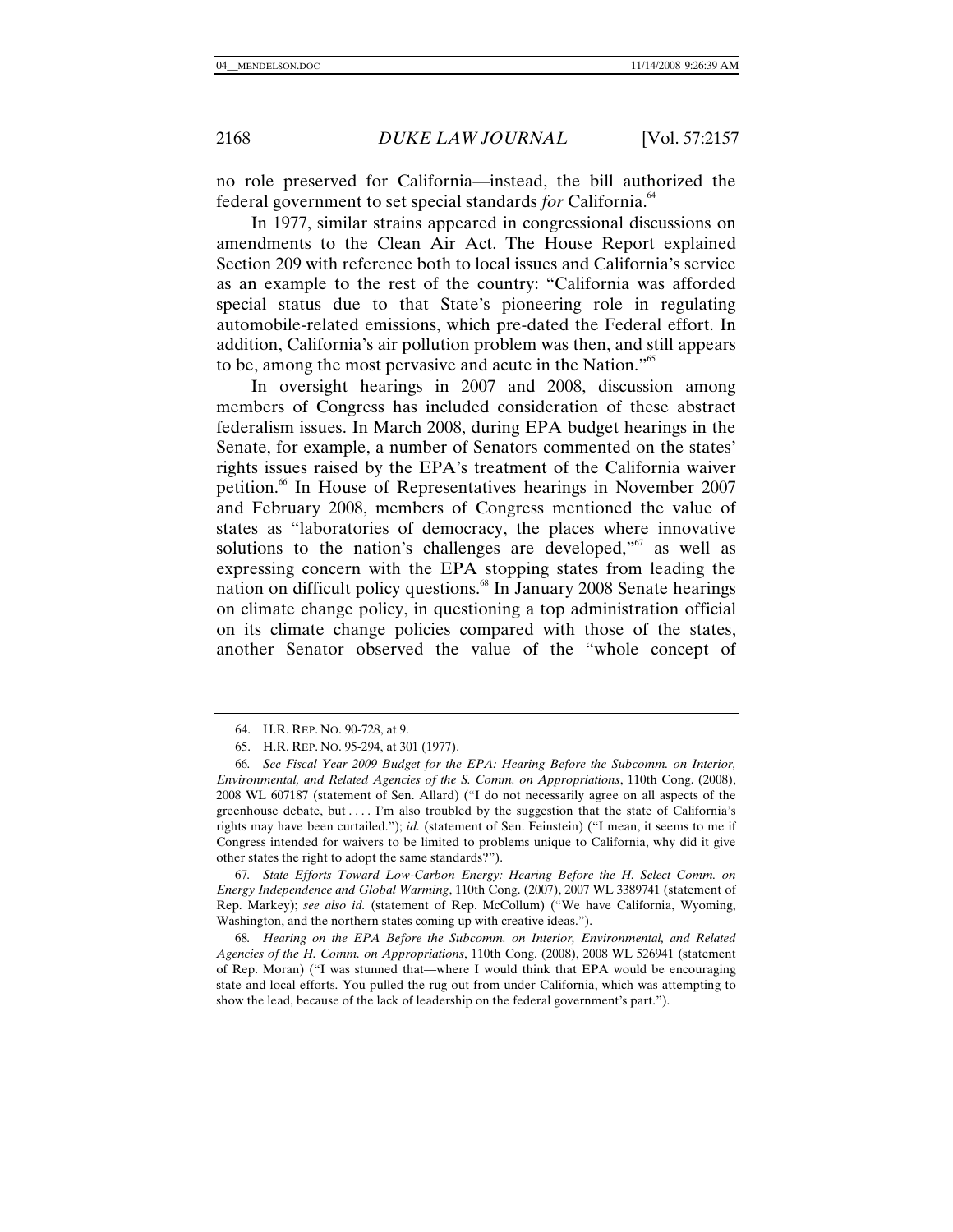no role preserved for California—instead, the bill authorized the federal government to set special standards *for* California.[64]

In 1977, similar strains appeared in congressional discussions on amendments to the Clean Air Act. The House Report explained Section 209 with reference both to local issues and California's service as an example to the rest of the country: "California was afforded special status due to that State's pioneering role in regulating automobile-related emissions, which pre-dated the Federal effort. In addition, California's air pollution problem was then, and still appears to be, among the most pervasive and acute in the Nation."[65]

In oversight hearings in 2007 and 2008, discussion among members of Congress has included consideration of these abstract federalism issues. In March 2008, during EPA budget hearings in the Senate, for example, a number of Senators commented on the states' rights issues raised by the EPA's treatment of the California waiver petition.[66] In House of Representatives hearings in November 2007 and February 2008, members of Congress mentioned the value of states as "laboratories of democracy, the places where innovative solutions to the nation's challenges are developed,"[67] as well as expressing concern with the EPA stopping states from leading the nation on difficult policy questions.[68] In January 2008 Senate hearings on climate change policy, in questioning a top administration official on its climate change policies compared with those of the states, another Senator observed the value of the "whole concept of

---

64. H.R. REP. NO. 90-728, at 9.

65. H.R. REP. NO. 95-294, at 301 (1977).

66. *See Fiscal Year 2009 Budget for the EPA: Hearing Before the Subcomm. on Interior, Environmental, and Related Agencies of the S. Comm. on Appropriations*, 110th Cong. (2008), 2008 WL 607187 (statement of Sen. Allard) ("I do not necessarily agree on all aspects of the greenhouse debate, but . . . . I'm also troubled by the suggestion that the state of California's rights may have been curtailed."); *id.* (statement of Sen. Feinstein) ("I mean, it seems to me if Congress intended for waivers to be limited to problems unique to California, why did it give other states the right to adopt the same standards?").

67. *State Efforts Toward Low-Carbon Energy: Hearing Before the H. Select Comm. on Energy Independence and Global Warming*, 110th Cong. (2007), 2007 WL 3389741 (statement of Rep. Markey); *see also id.* (statement of Rep. McCollum) ("We have California, Wyoming, Washington, and the northern states coming up with creative ideas.").

68. *Hearing on the EPA Before the Subcomm. on Interior, Environmental, and Related Agencies of the H. Comm. on Appropriations*, 110th Cong. (2008), 2008 WL 526941 (statement of Rep. Moran) ("I was stunned that—where I would think that EPA would be encouraging state and local efforts. You pulled the rug out from under California, which was attempting to show the lead, because of the lack of leadership on the federal government's part.").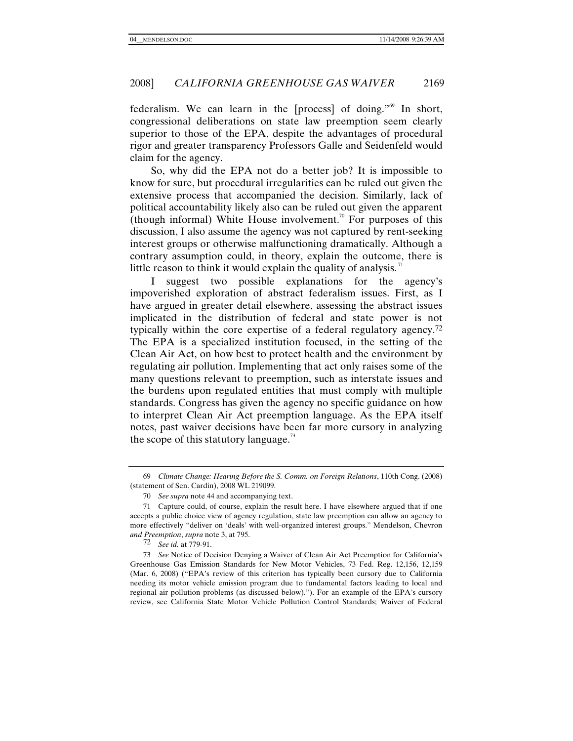federalism. We can learn in the [process] of doing."[69] In short, congressional deliberations on state law preemption seem clearly superior to those of the EPA, despite the advantages of procedural rigor and greater transparency Professors Galle and Seidenfeld would claim for the agency.

So, why did the EPA not do a better job? It is impossible to know for sure, but procedural irregularities can be ruled out given the extensive process that accompanied the decision. Similarly, lack of political accountability likely also can be ruled out given the apparent (though informal) White House involvement.[70] For purposes of this discussion, I also assume the agency was not captured by rent-seeking interest groups or otherwise malfunctioning dramatically. Although a contrary assumption could, in theory, explain the outcome, there is little reason to think it would explain the quality of analysis.[71]

I suggest two possible explanations for the agency's impoverished exploration of abstract federalism issues. First, as I have argued in greater detail elsewhere, assessing the abstract issues implicated in the distribution of federal and state power is not typically within the core expertise of a federal regulatory agency.[72] The EPA is a specialized institution focused, in the setting of the Clean Air Act, on how best to protect health and the environment by regulating air pollution. Implementing that act only raises some of the many questions relevant to preemption, such as interstate issues and the burdens upon regulated entities that must comply with multiple standards. Congress has given the agency no specific guidance on how to interpret Clean Air Act preemption language. As the EPA itself notes, past waiver decisions have been far more cursory in analyzing the scope of this statutory language.[73]

---

69 *Climate Change: Hearing Before the S. Comm. on Foreign Relations*, 110th Cong. (2008) (statement of Sen. Cardin), 2008 WL 219099.

70 *See supra* note 44 and accompanying text.

71 Capture could, of course, explain the result here. I have elsewhere argued that if one accepts a public choice view of agency regulation, state law preemption can allow an agency to more effectively "deliver on 'deals' with well-organized interest groups." Mendelson, Chevron *and Preemption*, *supra* note 3, at 795.

72 *See id.* at 779-91.

73 *See* Notice of Decision Denying a Waiver of Clean Air Act Preemption for California's Greenhouse Gas Emission Standards for New Motor Vehicles, 73 Fed. Reg. 12,156, 12,159 (Mar. 6, 2008) ("EPA's review of this criterion has typically been cursory due to California needing its motor vehicle emission program due to fundamental factors leading to local and regional air pollution problems (as discussed below)."). For an example of the EPA's cursory review, see California State Motor Vehicle Pollution Control Standards; Waiver of Federal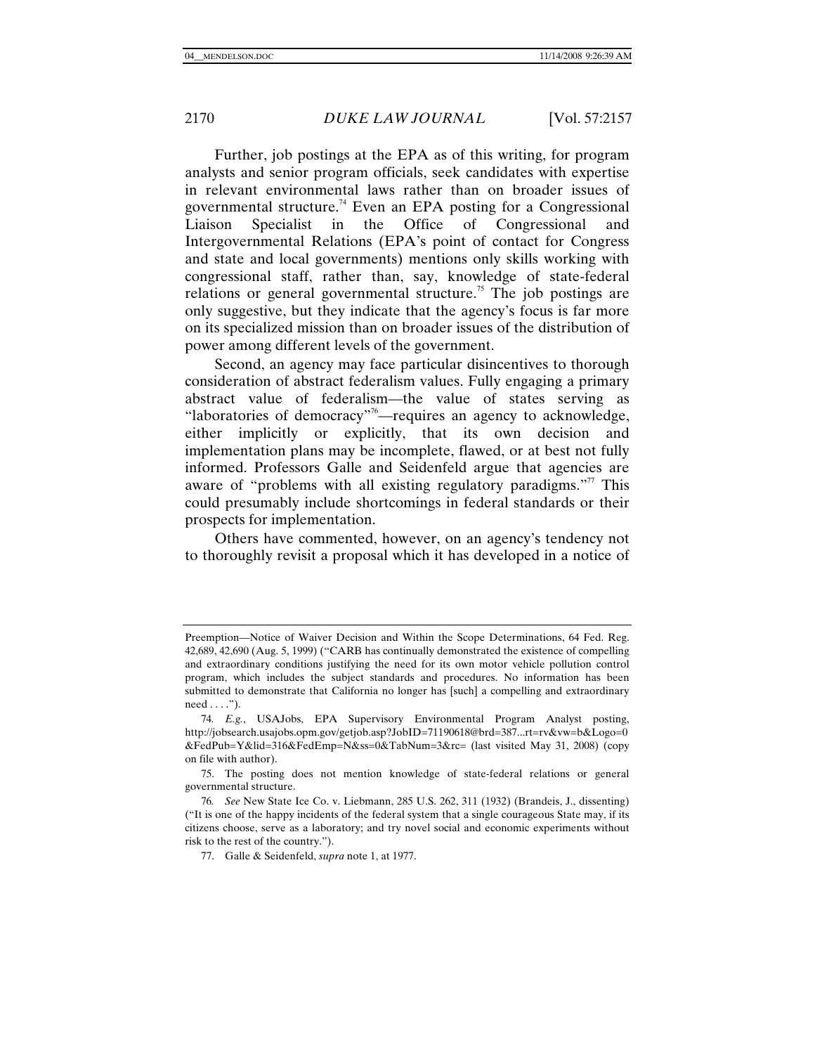Further, job postings at the EPA as of this writing, for program analysts and senior program officials, seek candidates with expertise in relevant environmental laws rather than on broader issues of governmental structure.[74] Even an EPA posting for a Congressional Liaison Specialist in the Office of Congressional and Intergovernmental Relations (EPA's point of contact for Congress and state and local governments) mentions only skills working with congressional staff, rather than, say, knowledge of state-federal relations or general governmental structure.[75] The job postings are only suggestive, but they indicate that the agency's focus is far more on its specialized mission than on broader issues of the distribution of power among different levels of the government.

Second, an agency may face particular disincentives to thorough consideration of abstract federalism values. Fully engaging a primary abstract value of federalism—the value of states serving as "laboratories of democracy"[76]—requires an agency to acknowledge, either implicitly or explicitly, that its own decision and implementation plans may be incomplete, flawed, or at best not fully informed. Professors Galle and Seidenfeld argue that agencies are aware of "problems with all existing regulatory paradigms."[77] This could presumably include shortcomings in federal standards or their prospects for implementation.

Others have commented, however, on an agency's tendency not to thoroughly revisit a proposal which it has developed in a notice of

---

Preemption—Notice of Waiver Decision and Within the Scope Determinations, 64 Fed. Reg. 42,689, 42,690 (Aug. 5, 1999) ("CARB has continually demonstrated the existence of compelling and extraordinary conditions justifying the need for its own motor vehicle pollution control program, which includes the subject standards and procedures. No information has been submitted to demonstrate that California no longer has [such] a compelling and extraordinary need . . . .").

74. *E.g.*, USAJobs, EPA Supervisory Environmental Program Analyst posting, http://jobsearch.usajobs.opm.gov/getjob.asp?JobID=71190618@brd=387...rt=rv&vw=b&Logo=0&FedPub=Y&lid=316&FedEmp=N&ss=0&TabNum=3&rc= (last visited May 31, 2008) (copy on file with author).

75. The posting does not mention knowledge of state-federal relations or general governmental structure.

76. *See* New State Ice Co. v. Liebmann, 285 U.S. 262, 311 (1932) (Brandeis, J., dissenting) ("It is one of the happy incidents of the federal system that a single courageous State may, if its citizens choose, serve as a laboratory; and try novel social and economic experiments without risk to the rest of the country.").

77. Galle & Seidenfeld, *supra* note 1, at 1977.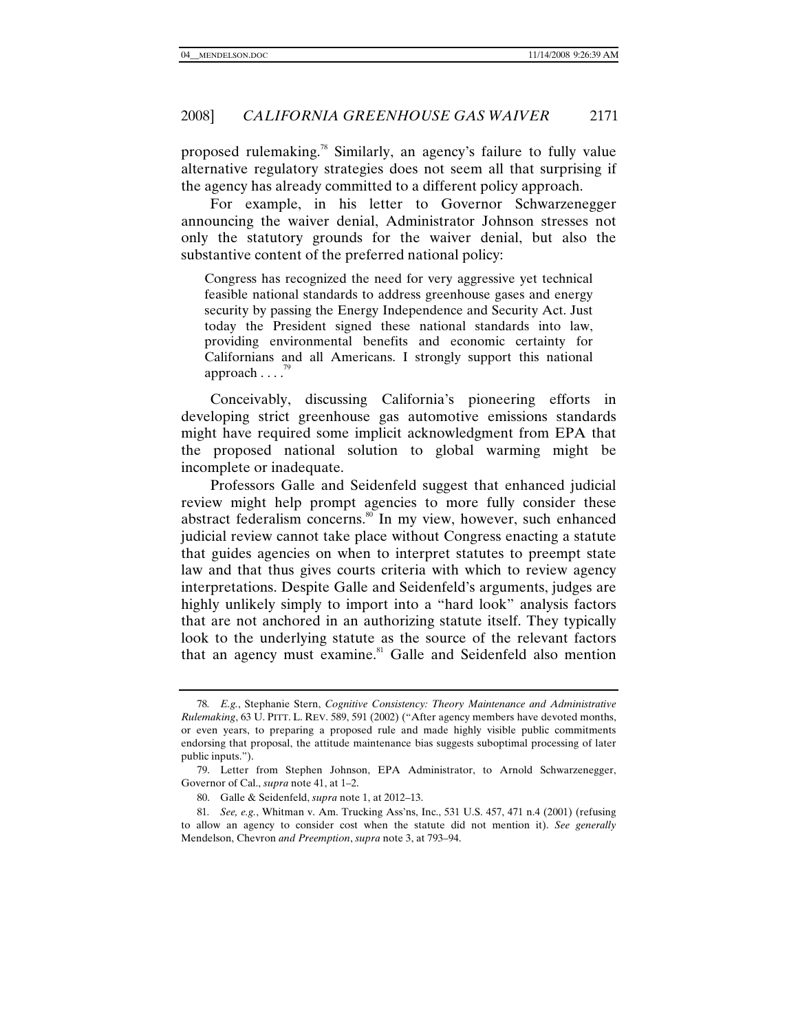proposed rulemaking.[78] Similarly, an agency's failure to fully value alternative regulatory strategies does not seem all that surprising if the agency has already committed to a different policy approach.

For example, in his letter to Governor Schwarzenegger announcing the waiver denial, Administrator Johnson stresses not only the statutory grounds for the waiver denial, but also the substantive content of the preferred national policy:

> Congress has recognized the need for very aggressive yet technical feasible national standards to address greenhouse gases and energy security by passing the Energy Independence and Security Act. Just today the President signed these national standards into law, providing environmental benefits and economic certainty for Californians and all Americans. I strongly support this national approach . . . .[79]

Conceivably, discussing California's pioneering efforts in developing strict greenhouse gas automotive emissions standards might have required some implicit acknowledgment from EPA that the proposed national solution to global warming might be incomplete or inadequate.

Professors Galle and Seidenfeld suggest that enhanced judicial review might help prompt agencies to more fully consider these abstract federalism concerns.[80] In my view, however, such enhanced judicial review cannot take place without Congress enacting a statute that guides agencies on when to interpret statutes to preempt state law and that thus gives courts criteria with which to review agency interpretations. Despite Galle and Seidenfeld's arguments, judges are highly unlikely simply to import into a "hard look" analysis factors that are not anchored in an authorizing statute itself. They typically look to the underlying statute as the source of the relevant factors that an agency must examine.[81] Galle and Seidenfeld also mention

---

78. *E.g.*, Stephanie Stern, *Cognitive Consistency: Theory Maintenance and Administrative Rulemaking*, 63 U. PITT. L. REV. 589, 591 (2002) ("After agency members have devoted months, or even years, to preparing a proposed rule and made highly visible public commitments endorsing that proposal, the attitude maintenance bias suggests suboptimal processing of later public inputs.").

79. Letter from Stephen Johnson, EPA Administrator, to Arnold Schwarzenegger, Governor of Cal., *supra* note 41, at 1–2.

80. Galle & Seidenfeld, *supra* note 1, at 2012–13.

81. *See, e.g.*, Whitman v. Am. Trucking Ass'ns, Inc., 531 U.S. 457, 471 n.4 (2001) (refusing to allow an agency to consider cost when the statute did not mention it). *See generally* Mendelson, Chevron *and Preemption*, *supra* note 3, at 793–94.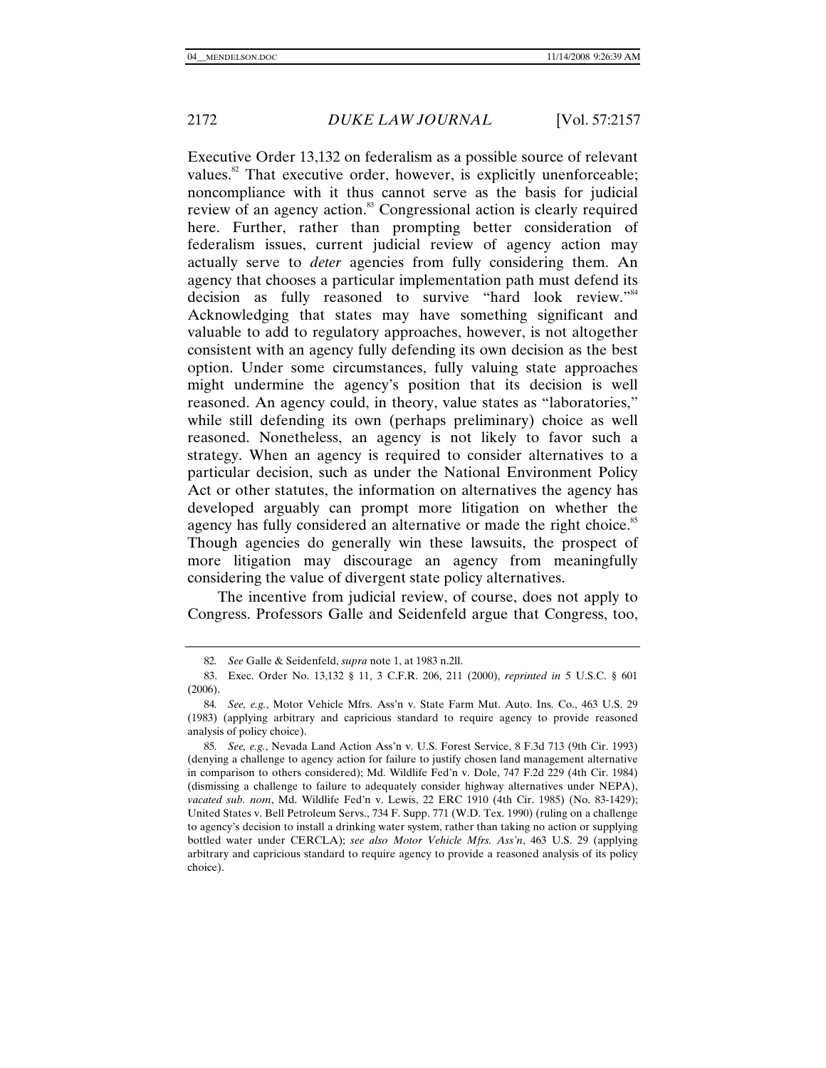Executive Order 13,132 on federalism as a possible source of relevant values.[82] That executive order, however, is explicitly unenforceable; noncompliance with it thus cannot serve as the basis for judicial review of an agency action.[83] Congressional action is clearly required here. Further, rather than prompting better consideration of federalism issues, current judicial review of agency action may actually serve to *deter* agencies from fully considering them. An agency that chooses a particular implementation path must defend its decision as fully reasoned to survive "hard look review."[84] Acknowledging that states may have something significant and valuable to add to regulatory approaches, however, is not altogether consistent with an agency fully defending its own decision as the best option. Under some circumstances, fully valuing state approaches might undermine the agency's position that its decision is well reasoned. An agency could, in theory, value states as "laboratories," while still defending its own (perhaps preliminary) choice as well reasoned. Nonetheless, an agency is not likely to favor such a strategy. When an agency is required to consider alternatives to a particular decision, such as under the National Environment Policy Act or other statutes, the information on alternatives the agency has developed arguably can prompt more litigation on whether the agency has fully considered an alternative or made the right choice.[85] Though agencies do generally win these lawsuits, the prospect of more litigation may discourage an agency from meaningfully considering the value of divergent state policy alternatives.

The incentive from judicial review, of course, does not apply to Congress. Professors Galle and Seidenfeld argue that Congress, too,

---

82. *See* Galle & Seidenfeld, *supra* note 1, at 1983 n.2ll.

83. Exec. Order No. 13,132 § 11, 3 C.F.R. 206, 211 (2000), *reprinted in* 5 U.S.C. § 601 (2006).

84. *See, e.g.*, Motor Vehicle Mfrs. Ass'n v. State Farm Mut. Auto. Ins. Co., 463 U.S. 29 (1983) (applying arbitrary and capricious standard to require agency to provide reasoned analysis of policy choice).

85. *See, e.g.*, Nevada Land Action Ass'n v. U.S. Forest Service, 8 F.3d 713 (9th Cir. 1993) (denying a challenge to agency action for failure to justify chosen land management alternative in comparison to others considered); Md. Wildlife Fed'n v. Dole, 747 F.2d 229 (4th Cir. 1984) (dismissing a challenge to failure to adequately consider highway alternatives under NEPA), *vacated sub. nom*, Md. Wildlife Fed'n v. Lewis, 22 ERC 1910 (4th Cir. 1985) (No. 83-1429); United States v. Bell Petroleum Servs., 734 F. Supp. 771 (W.D. Tex. 1990) (ruling on a challenge to agency's decision to install a drinking water system, rather than taking no action or supplying bottled water under CERCLA); *see also Motor Vehicle Mfrs. Ass'n*, 463 U.S. 29 (applying arbitrary and capricious standard to require agency to provide a reasoned analysis of its policy choice).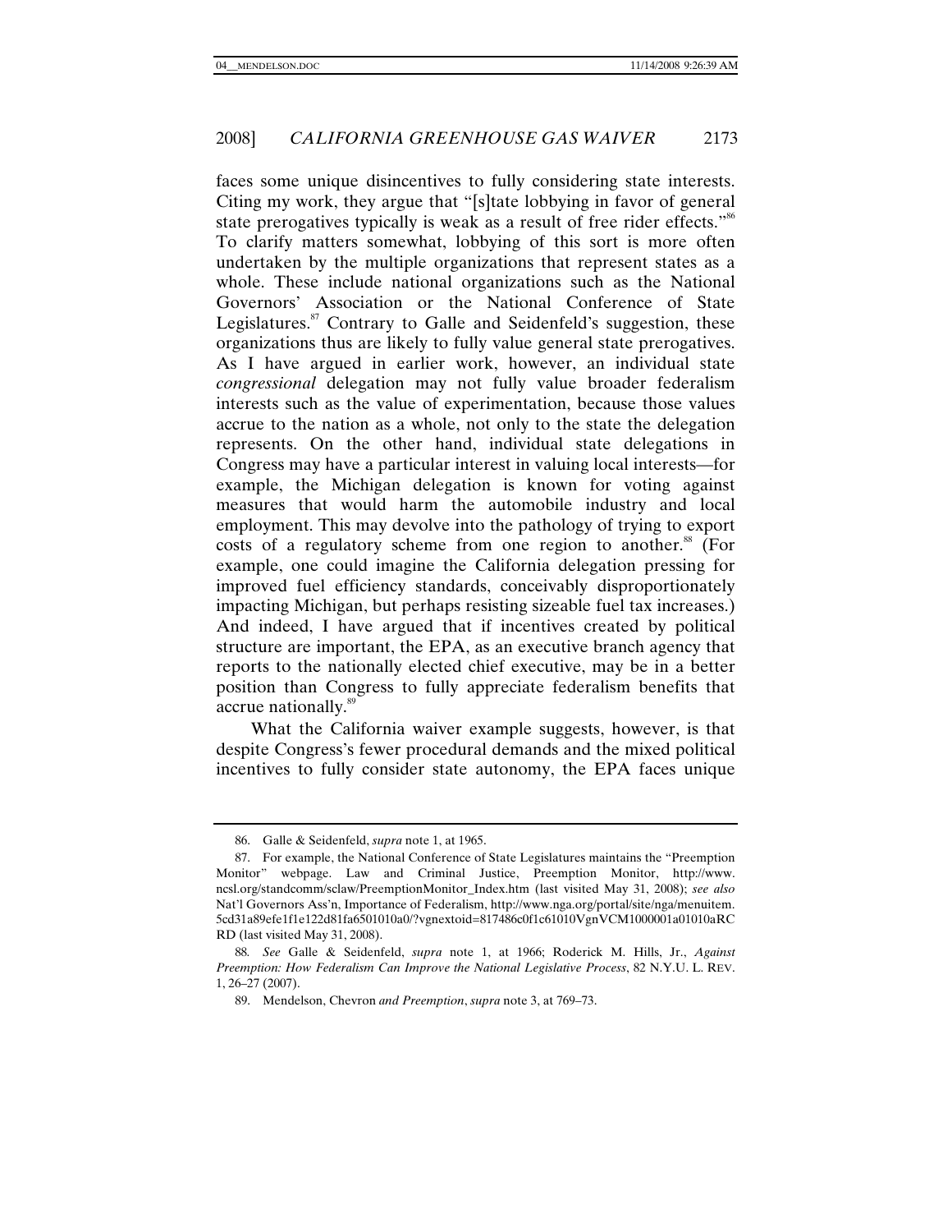faces some unique disincentives to fully considering state interests. Citing my work, they argue that "[s]tate lobbying in favor of general state prerogatives typically is weak as a result of free rider effects."[86] To clarify matters somewhat, lobbying of this sort is more often undertaken by the multiple organizations that represent states as a whole. These include national organizations such as the National Governors' Association or the National Conference of State Legislatures.[87] Contrary to Galle and Seidenfeld's suggestion, these organizations thus are likely to fully value general state prerogatives. As I have argued in earlier work, however, an individual state *congressional* delegation may not fully value broader federalism interests such as the value of experimentation, because those values accrue to the nation as a whole, not only to the state the delegation represents. On the other hand, individual state delegations in Congress may have a particular interest in valuing local interests—for example, the Michigan delegation is known for voting against measures that would harm the automobile industry and local employment. This may devolve into the pathology of trying to export costs of a regulatory scheme from one region to another.[88] (For example, one could imagine the California delegation pressing for improved fuel efficiency standards, conceivably disproportionately impacting Michigan, but perhaps resisting sizeable fuel tax increases.) And indeed, I have argued that if incentives created by political structure are important, the EPA, as an executive branch agency that reports to the nationally elected chief executive, may be in a better position than Congress to fully appreciate federalism benefits that accrue nationally.[89]

What the California waiver example suggests, however, is that despite Congress's fewer procedural demands and the mixed political incentives to fully consider state autonomy, the EPA faces unique

---

86. Galle & Seidenfeld, *supra* note 1, at 1965.

87. For example, the National Conference of State Legislatures maintains the "Preemption Monitor" webpage. Law and Criminal Justice, Preemption Monitor, http://www.ncsl.org/standcomm/sclaw/PreemptionMonitor_Index.htm (last visited May 31, 2008); *see also* Nat'l Governors Ass'n, Importance of Federalism, http://www.nga.org/portal/site/nga/menuitem.5cd31a89efe1f1e122d81fa6501010a0/?vgnextoid=817486c0f1c61010VgnVCM1000001a01010aRCRD (last visited May 31, 2008).

88. *See* Galle & Seidenfeld, *supra* note 1, at 1966; Roderick M. Hills, Jr., *Against Preemption: How Federalism Can Improve the National Legislative Process*, 82 N.Y.U. L. REV. 1, 26–27 (2007).

89. Mendelson, Chevron *and Preemption*, *supra* note 3, at 769–73.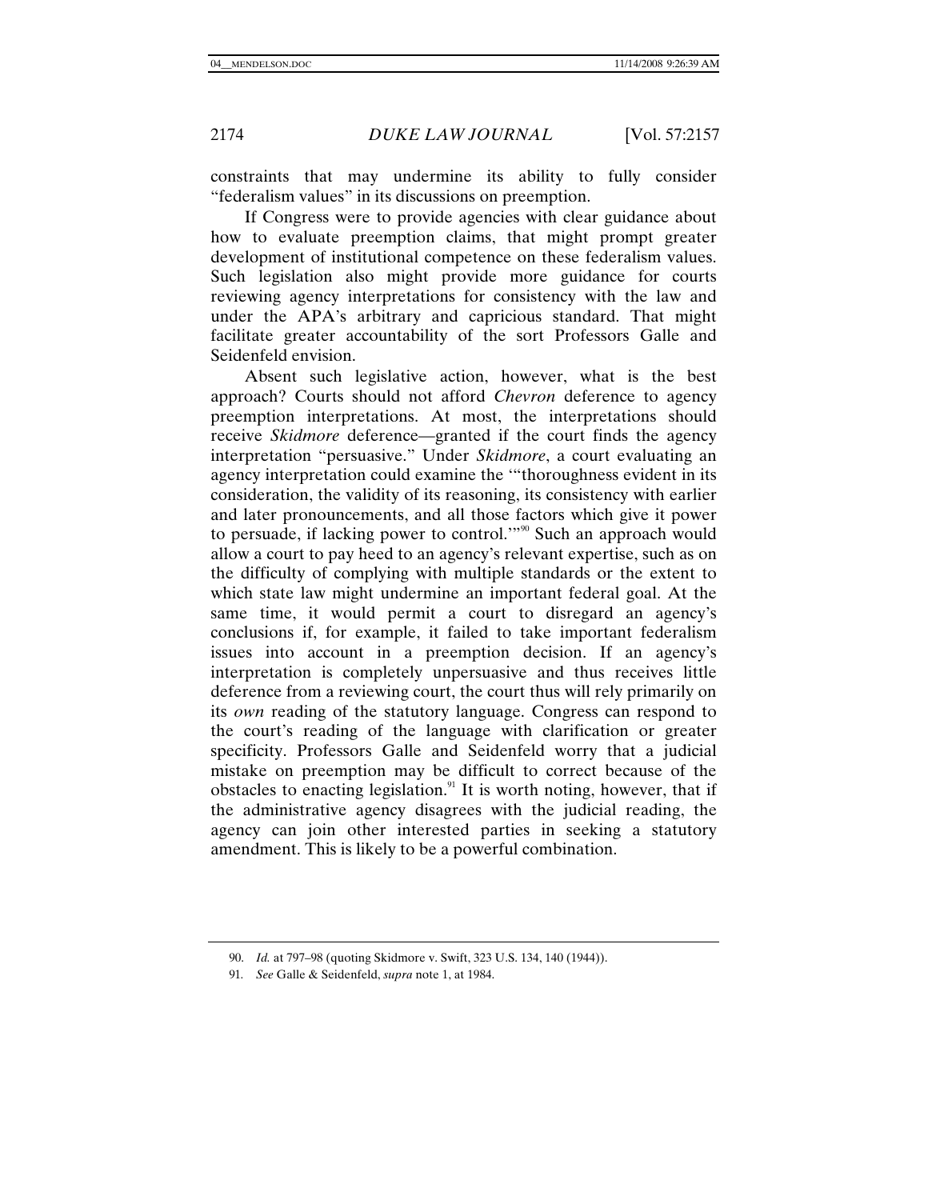constraints that may undermine its ability to fully consider "federalism values" in its discussions on preemption.

If Congress were to provide agencies with clear guidance about how to evaluate preemption claims, that might prompt greater development of institutional competence on these federalism values. Such legislation also might provide more guidance for courts reviewing agency interpretations for consistency with the law and under the APA's arbitrary and capricious standard. That might facilitate greater accountability of the sort Professors Galle and Seidenfeld envision.

Absent such legislative action, however, what is the best approach? Courts should not afford *Chevron* deference to agency preemption interpretations. At most, the interpretations should receive *Skidmore* deference—granted if the court finds the agency interpretation "persuasive." Under *Skidmore*, a court evaluating an agency interpretation could examine the '"thoroughness evident in its consideration, the validity of its reasoning, its consistency with earlier and later pronouncements, and all those factors which give it power to persuade, if lacking power to control.'"[90] Such an approach would allow a court to pay heed to an agency's relevant expertise, such as on the difficulty of complying with multiple standards or the extent to which state law might undermine an important federal goal. At the same time, it would permit a court to disregard an agency's conclusions if, for example, it failed to take important federalism issues into account in a preemption decision. If an agency's interpretation is completely unpersuasive and thus receives little deference from a reviewing court, the court thus will rely primarily on its *own* reading of the statutory language. Congress can respond to the court's reading of the language with clarification or greater specificity. Professors Galle and Seidenfeld worry that a judicial mistake on preemption may be difficult to correct because of the obstacles to enacting legislation.[91] It is worth noting, however, that if the administrative agency disagrees with the judicial reading, the agency can join other interested parties in seeking a statutory amendment. This is likely to be a powerful combination.

---

90. *Id.* at 797–98 (quoting Skidmore v. Swift, 323 U.S. 134, 140 (1944)).

91. *See* Galle & Seidenfeld, *supra* note 1, at 1984.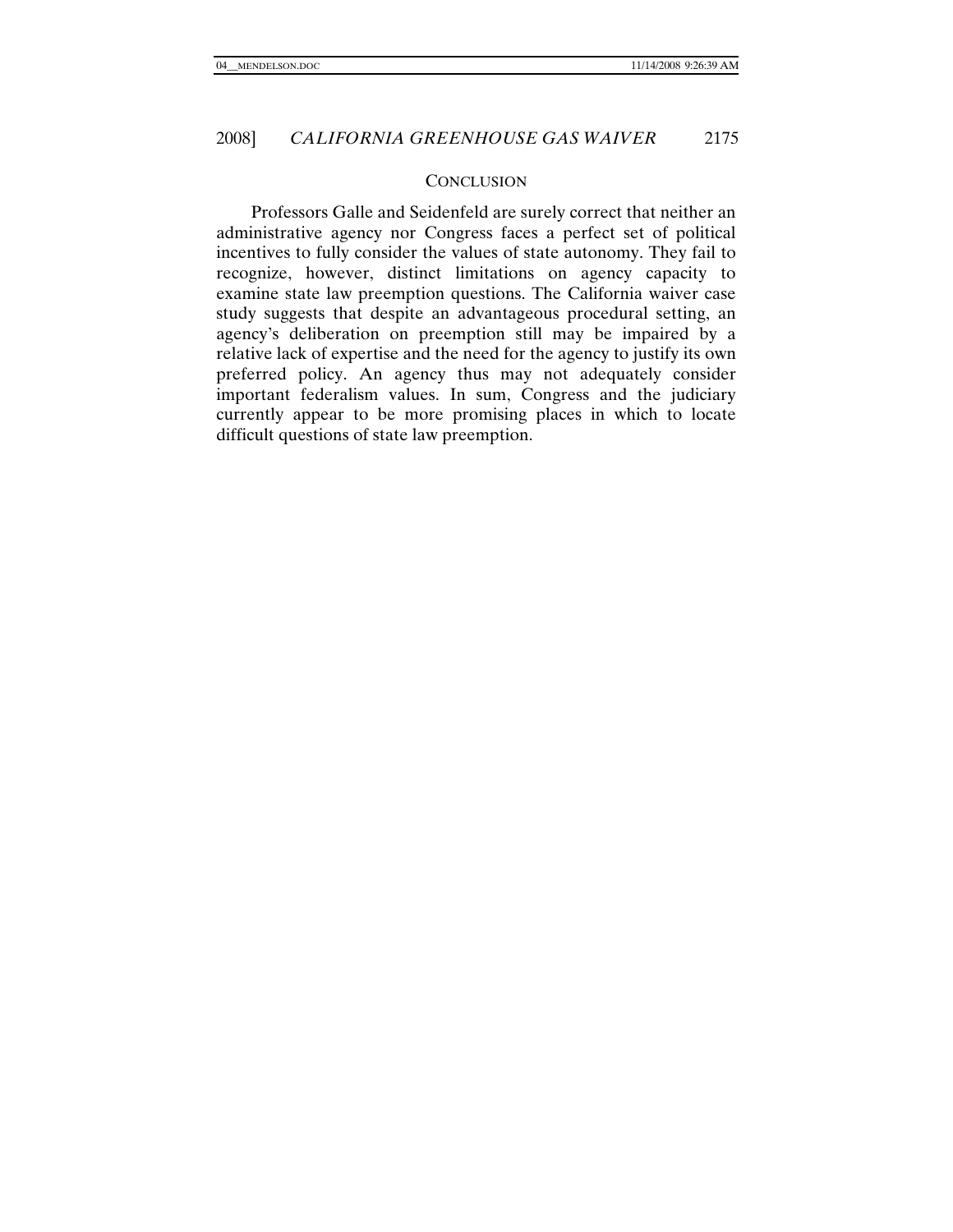## CONCLUSION

Professors Galle and Seidenfeld are surely correct that neither an administrative agency nor Congress faces a perfect set of political incentives to fully consider the values of state autonomy. They fail to recognize, however, distinct limitations on agency capacity to examine state law preemption questions. The California waiver case study suggests that despite an advantageous procedural setting, an agency's deliberation on preemption still may be impaired by a relative lack of expertise and the need for the agency to justify its own preferred policy. An agency thus may not adequately consider important federalism values. In sum, Congress and the judiciary currently appear to be more promising places in which to locate difficult questions of state law preemption.